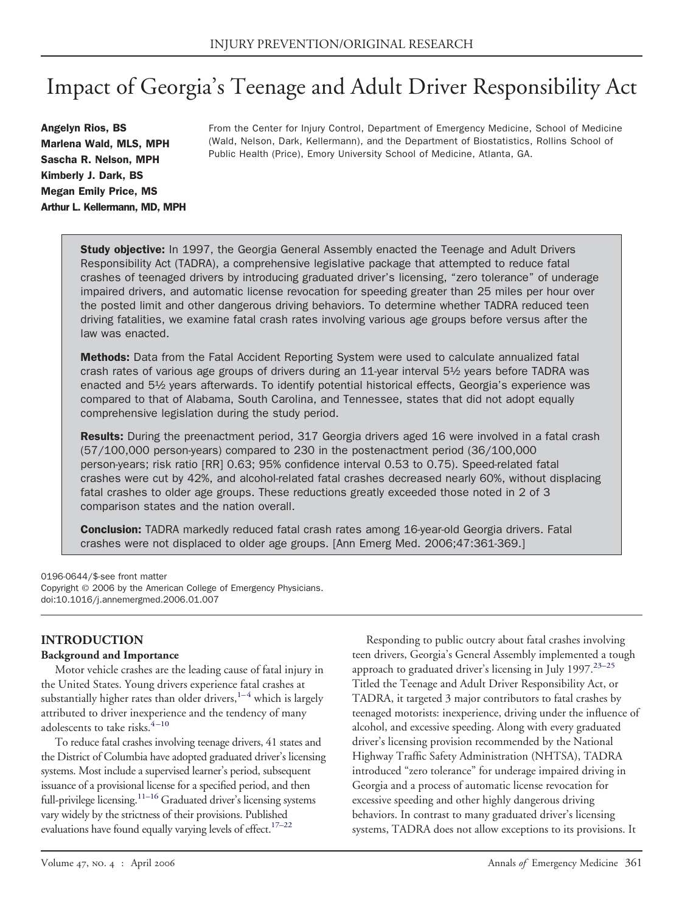# Impact of Georgia's Teenage and Adult Driver Responsibility Act

**Angelyn Rios, BS**
**Marlena Wald, MLS, MPH**
**Sascha R. Nelson, MPH**
**Kimberly J. Dark, BS**
**Megan Emily Price, MS**
**Arthur L. Kellermann, MD, MPH**

From the Center for Injury Control, Department of Emergency Medicine, School of Medicine (Wald, Nelson, Dark, Kellermann), and the Department of Biostatistics, Rollins School of Public Health (Price), Emory University School of Medicine, Atlanta, GA.

**Study objective:** In 1997, the Georgia General Assembly enacted the Teenage and Adult Drivers Responsibility Act (TADRA), a comprehensive legislative package that attempted to reduce fatal crashes of teenaged drivers by introducing graduated driver's licensing, "zero tolerance" of underage impaired drivers, and automatic license revocation for speeding greater than 25 miles per hour over the posted limit and other dangerous driving behaviors. To determine whether TADRA reduced teen driving fatalities, we examine fatal crash rates involving various age groups before versus after the law was enacted.

**Methods:** Data from the Fatal Accident Reporting System were used to calculate annualized fatal crash rates of various age groups of drivers during an 11-year interval 5½ years before TADRA was enacted and 5½ years afterwards. To identify potential historical effects, Georgia's experience was compared to that of Alabama, South Carolina, and Tennessee, states that did not adopt equally comprehensive legislation during the study period.

**Results:** During the preenactment period, 317 Georgia drivers aged 16 were involved in a fatal crash (57/100,000 person-years) compared to 230 in the postenactment period (36/100,000 person-years; risk ratio [RR] 0.63; 95% confidence interval 0.53 to 0.75). Speed-related fatal crashes were cut by 42%, and alcohol-related fatal crashes decreased nearly 60%, without displacing fatal crashes to older age groups. These reductions greatly exceeded those noted in 2 of 3 comparison states and the nation overall.

**Conclusion:** TADRA markedly reduced fatal crash rates among 16-year-old Georgia drivers. Fatal crashes were not displaced to older age groups. [Ann Emerg Med. 2006;47:361-369.]

0196-0644/$-see front matter
Copyright © 2006 by the American College of Emergency Physicians.
doi:10.1016/j.annemergmed.2006.01.007

## INTRODUCTION

### Background and Importance

Motor vehicle crashes are the leading cause of fatal injury in the United States. Young drivers experience fatal crashes at substantially higher rates than older drivers,[1–4] which is largely attributed to driver inexperience and the tendency of many adolescents to take risks.[4–10]

To reduce fatal crashes involving teenage drivers, 41 states and the District of Columbia have adopted graduated driver's licensing systems. Most include a supervised learner's period, subsequent issuance of a provisional license for a specified period, and then full-privilege licensing.[11–16] Graduated driver's licensing systems vary widely by the strictness of their provisions. Published evaluations have found equally varying levels of effect.[17–22]

Responding to public outcry about fatal crashes involving teen drivers, Georgia's General Assembly implemented a tough approach to graduated driver's licensing in July 1997.[23–25] Titled the Teenage and Adult Driver Responsibility Act, or TADRA, it targeted 3 major contributors to fatal crashes by teenaged motorists: inexperience, driving under the influence of alcohol, and excessive speeding. Along with every graduated driver's licensing provision recommended by the National Highway Traffic Safety Administration (NHTSA), TADRA introduced "zero tolerance" for underage impaired driving in Georgia and a process of automatic license revocation for excessive speeding and other highly dangerous driving behaviors. In contrast to many graduated driver's licensing systems, TADRA does not allow exceptions to its provisions. It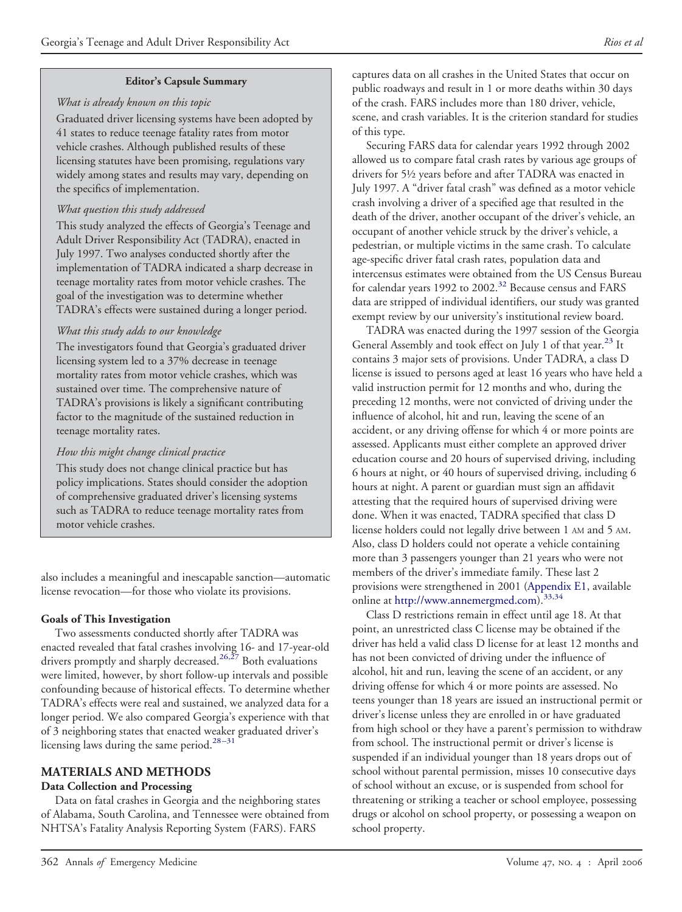**Editor's Capsule Summary**

*What is already known on this topic*

Graduated driver licensing systems have been adopted by 41 states to reduce teenage fatality rates from motor vehicle crashes. Although published results of these licensing statutes have been promising, regulations vary widely among states and results may vary, depending on the specifics of implementation.

*What question this study addressed*

This study analyzed the effects of Georgia's Teenage and Adult Driver Responsibility Act (TADRA), enacted in July 1997. Two analyses conducted shortly after the implementation of TADRA indicated a sharp decrease in teenage mortality rates from motor vehicle crashes. The goal of the investigation was to determine whether TADRA's effects were sustained during a longer period.

*What this study adds to our knowledge*

The investigators found that Georgia's graduated driver licensing system led to a 37% decrease in teenage mortality rates from motor vehicle crashes, which was sustained over time. The comprehensive nature of TADRA's provisions is likely a significant contributing factor to the magnitude of the sustained reduction in teenage mortality rates.

*How this might change clinical practice*

This study does not change clinical practice but has policy implications. States should consider the adoption of comprehensive graduated driver's licensing systems such as TADRA to reduce teenage mortality rates from motor vehicle crashes.

also includes a meaningful and inescapable sanction—automatic license revocation—for those who violate its provisions.

### Goals of This Investigation

Two assessments conducted shortly after TADRA was enacted revealed that fatal crashes involving 16- and 17-year-old drivers promptly and sharply decreased.[26,27] Both evaluations were limited, however, by short follow-up intervals and possible confounding because of historical effects. To determine whether TADRA's effects were real and sustained, we analyzed data for a longer period. We also compared Georgia's experience with that of 3 neighboring states that enacted weaker graduated driver's licensing laws during the same period.[28–31]

## MATERIALS AND METHODS

### Data Collection and Processing

Data on fatal crashes in Georgia and the neighboring states of Alabama, South Carolina, and Tennessee were obtained from NHTSA's Fatality Analysis Reporting System (FARS). FARS captures data on all crashes in the United States that occur on public roadways and result in 1 or more deaths within 30 days of the crash. FARS includes more than 180 driver, vehicle, scene, and crash variables. It is the criterion standard for studies of this type.

Securing FARS data for calendar years 1992 through 2002 allowed us to compare fatal crash rates by various age groups of drivers for 5½ years before and after TADRA was enacted in July 1997. A "driver fatal crash" was defined as a motor vehicle crash involving a driver of a specified age that resulted in the death of the driver, another occupant of the driver's vehicle, an occupant of another vehicle struck by the driver's vehicle, a pedestrian, or multiple victims in the same crash. To calculate age-specific driver fatal crash rates, population data and intercensus estimates were obtained from the US Census Bureau for calendar years 1992 to 2002.[32] Because census and FARS data are stripped of individual identifiers, our study was granted exempt review by our university's institutional review board.

TADRA was enacted during the 1997 session of the Georgia General Assembly and took effect on July 1 of that year.[23] It contains 3 major sets of provisions. Under TADRA, a class D license is issued to persons aged at least 16 years who have held a valid instruction permit for 12 months and who, during the preceding 12 months, were not convicted of driving under the influence of alcohol, hit and run, leaving the scene of an accident, or any driving offense for which 4 or more points are assessed. Applicants must either complete an approved driver education course and 20 hours of supervised driving, including 6 hours at night, or 40 hours of supervised driving, including 6 hours at night. A parent or guardian must sign an affidavit attesting that the required hours of supervised driving were done. When it was enacted, TADRA specified that class D license holders could not legally drive between 1 AM and 5 AM. Also, class D holders could not operate a vehicle containing more than 3 passengers younger than 21 years who were not members of the driver's immediate family. These last 2 provisions were strengthened in 2001 (Appendix E1, available online at http://www.annemergmed.com).[33,34]

Class D restrictions remain in effect until age 18. At that point, an unrestricted class C license may be obtained if the driver has held a valid class D license for at least 12 months and has not been convicted of driving under the influence of alcohol, hit and run, leaving the scene of an accident, or any driving offense for which 4 or more points are assessed. No teens younger than 18 years are issued an instructional permit or driver's license unless they are enrolled in or have graduated from high school or they have a parent's permission to withdraw from school. The instructional permit or driver's license is suspended if an individual younger than 18 years drops out of school without parental permission, misses 10 consecutive days of school without an excuse, or is suspended from school for threatening or striking a teacher or school employee, possessing drugs or alcohol on school property, or possessing a weapon on school property.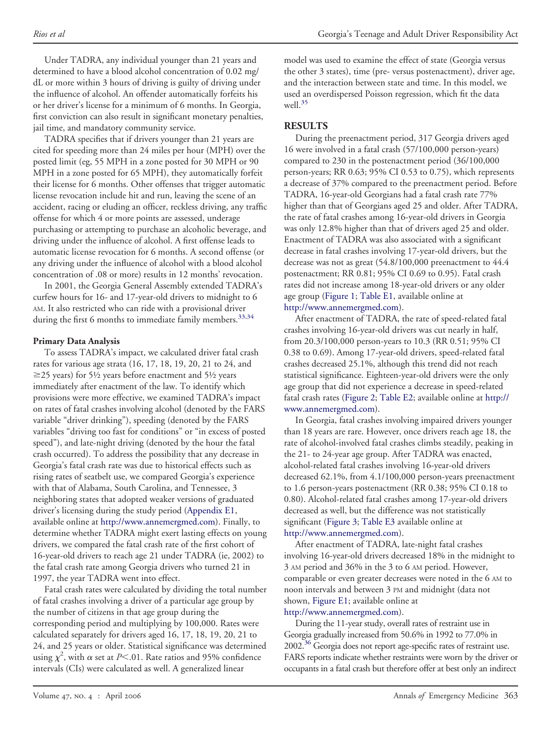Under TADRA, any individual younger than 21 years and determined to have a blood alcohol concentration of 0.02 mg/dL or more within 3 hours of driving is guilty of driving under the influence of alcohol. An offender automatically forfeits his or her driver's license for a minimum of 6 months. In Georgia, first conviction can also result in significant monetary penalties, jail time, and mandatory community service.

TADRA specifies that if drivers younger than 21 years are cited for speeding more than 24 miles per hour (MPH) over the posted limit (eg, 55 MPH in a zone posted for 30 MPH or 90 MPH in a zone posted for 65 MPH), they automatically forfeit their license for 6 months. Other offenses that trigger automatic license revocation include hit and run, leaving the scene of an accident, racing or eluding an officer, reckless driving, any traffic offense for which 4 or more points are assessed, underage purchasing or attempting to purchase an alcoholic beverage, and driving under the influence of alcohol. A first offense leads to automatic license revocation for 6 months. A second offense (or any driving under the influence of alcohol with a blood alcohol concentration of .08 or more) results in 12 months' revocation.

In 2001, the Georgia General Assembly extended TADRA's curfew hours for 16- and 17-year-old drivers to midnight to 6 AM. It also restricted who can ride with a provisional driver during the first 6 months to immediate family members.[33,34]

### Primary Data Analysis

To assess TADRA's impact, we calculated driver fatal crash rates for various age strata (16, 17, 18, 19, 20, 21 to 24, and ≥25 years) for 5½ years before enactment and 5½ years immediately after enactment of the law. To identify which provisions were more effective, we examined TADRA's impact on rates of fatal crashes involving alcohol (denoted by the FARS variable "driver drinking"), speeding (denoted by the FARS variables "driving too fast for conditions" or "in excess of posted speed"), and late-night driving (denoted by the hour the fatal crash occurred). To address the possibility that any decrease in Georgia's fatal crash rate was due to historical effects such as rising rates of seatbelt use, we compared Georgia's experience with that of Alabama, South Carolina, and Tennessee, 3 neighboring states that adopted weaker versions of graduated driver's licensing during the study period (Appendix E1, available online at http://www.annemergmed.com). Finally, to determine whether TADRA might exert lasting effects on young drivers, we compared the fatal crash rate of the first cohort of 16-year-old drivers to reach age 21 under TADRA (ie, 2002) to the fatal crash rate among Georgia drivers who turned 21 in 1997, the year TADRA went into effect.

Fatal crash rates were calculated by dividing the total number of fatal crashes involving a driver of a particular age group by the number of citizens in that age group during the corresponding period and multiplying by 100,000. Rates were calculated separately for drivers aged 16, 17, 18, 19, 20, 21 to 24, and 25 years or older. Statistical significance was determined using $\chi^2$, with $\alpha$ set at $P<.01$. Rate ratios and 95% confidence intervals (CIs) were calculated as well. A generalized linear model was used to examine the effect of state (Georgia versus the other 3 states), time (pre- versus postenactment), driver age, and the interaction between state and time. In this model, we used an overdispersed Poisson regression, which fit the data well.[35]

## RESULTS

During the preenactment period, 317 Georgia drivers aged 16 were involved in a fatal crash (57/100,000 person-years) compared to 230 in the postenactment period (36/100,000 person-years; RR 0.63; 95% CI 0.53 to 0.75), which represents a decrease of 37% compared to the preenactment period. Before TADRA, 16-year-old Georgians had a fatal crash rate 77% higher than that of Georgians aged 25 and older. After TADRA, the rate of fatal crashes among 16-year-old drivers in Georgia was only 12.8% higher than that of drivers aged 25 and older. Enactment of TADRA was also associated with a significant decrease in fatal crashes involving 17-year-old drivers, but the decrease was not as great (54.8/100,000 preenactment to 44.4 postenactment; RR 0.81; 95% CI 0.69 to 0.95). Fatal crash rates did not increase among 18-year-old drivers or any older age group (Figure 1; Table E1, available online at http://www.annemergmed.com).

After enactment of TADRA, the rate of speed-related fatal crashes involving 16-year-old drivers was cut nearly in half, from 20.3/100,000 person-years to 10.3 (RR 0.51; 95% CI 0.38 to 0.69). Among 17-year-old drivers, speed-related fatal crashes decreased 25.1%, although this trend did not reach statistical significance. Eighteen-year-old drivers were the only age group that did not experience a decrease in speed-related fatal crash rates (Figure 2; Table E2; available online at http://www.annemergmed.com).

In Georgia, fatal crashes involving impaired drivers younger than 18 years are rare. However, once drivers reach age 18, the rate of alcohol-involved fatal crashes climbs steadily, peaking in the 21- to 24-year age group. After TADRA was enacted, alcohol-related fatal crashes involving 16-year-old drivers decreased 62.1%, from 4.1/100,000 person-years preenactment to 1.6 person-years postenactment (RR 0.38; 95% CI 0.18 to 0.80). Alcohol-related fatal crashes among 17-year-old drivers decreased as well, but the difference was not statistically significant (Figure 3; Table E3 available online at http://www.annemergmed.com).

After enactment of TADRA, late-night fatal crashes involving 16-year-old drivers decreased 18% in the midnight to 3 AM period and 36% in the 3 to 6 AM period. However, comparable or even greater decreases were noted in the 6 AM to noon intervals and between 3 PM and midnight (data not shown, Figure E1; available online at http://www.annemergmed.com).

During the 11-year study, overall rates of restraint use in Georgia gradually increased from 50.6% in 1992 to 77.0% in 2002.[36] Georgia does not report age-specific rates of restraint use. FARS reports indicate whether restraints were worn by the driver or occupants in a fatal crash but therefore offer at best only an indirect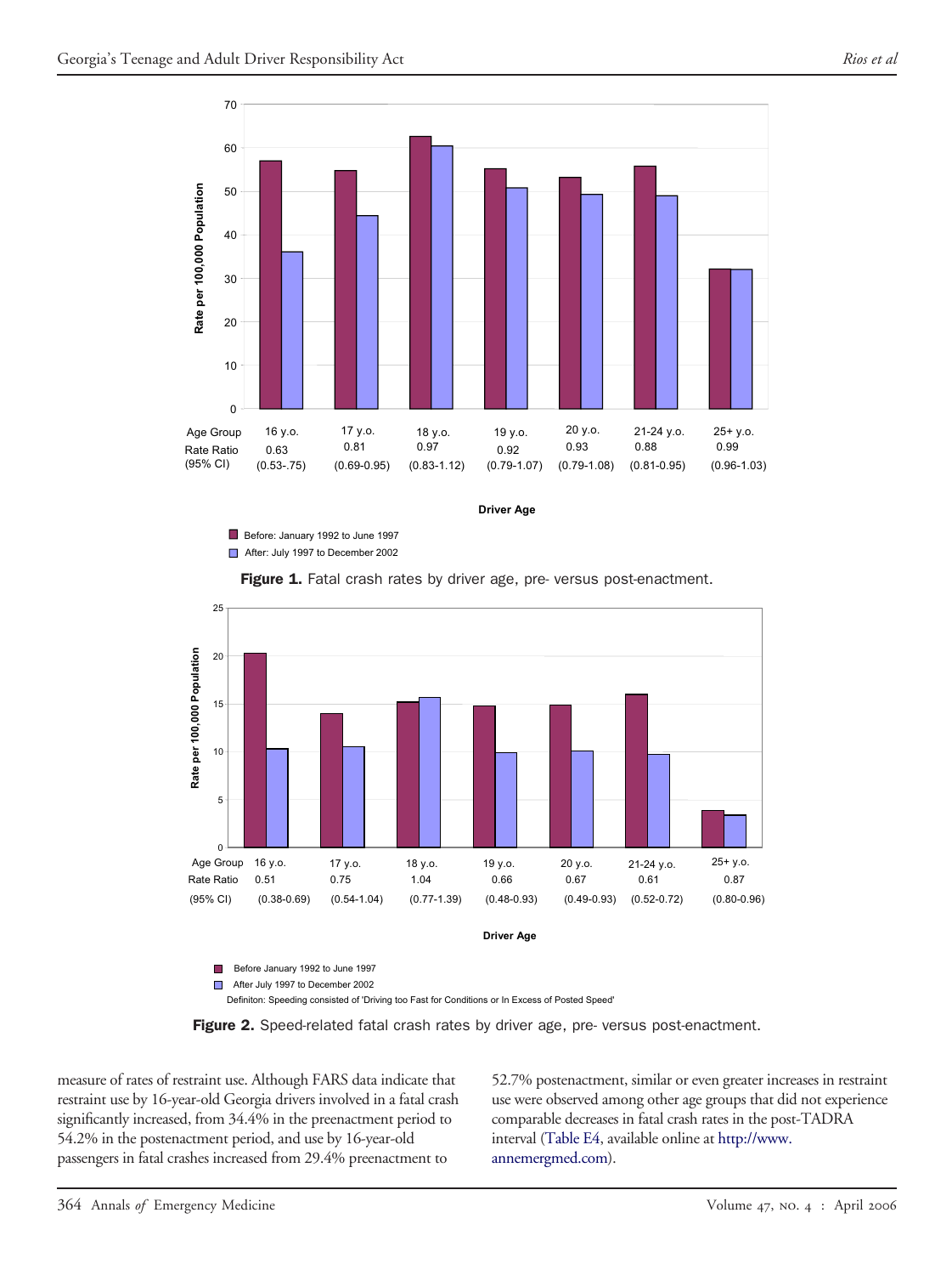| Age Group | 16 y.o. | 17 y.o. | 18 y.o. | 19 y.o. | 20 y.o. | 21-24 y.o. | 25+ y.o. |
|---|---|---|---|---|---|---|---|
| Rate Ratio | 0.63 | 0.81 | 0.97 | 0.92 | 0.93 | 0.88 | 0.99 |
| (95% CI) | (0.53-.75) | (0.69-0.95) | (0.83-1.12) | (0.79-1.07) | (0.79-1.08) | (0.81-0.95) | (0.96-1.03) |

Before: January 1992 to June 1997
After: July 1997 to December 2002

**Figure 1.** Fatal crash rates by driver age, pre- versus post-enactment.

| Age Group | 16 y.o. | 17 y.o. | 18 y.o. | 19 y.o. | 20 y.o. | 21-24 y.o. | 25+ y.o. |
|---|---|---|---|---|---|---|---|
| Rate Ratio | 0.51 | 0.75 | 1.04 | 0.66 | 0.67 | 0.61 | 0.87 |
| (95% CI) | (0.38-0.69) | (0.54-1.04) | (0.77-1.39) | (0.48-0.93) | (0.49-0.93) | (0.52-0.72) | (0.80-0.96) |

Before January 1992 to June 1997
After July 1997 to December 2002
Definiton: Speeding consisted of 'Driving too Fast for Conditions or In Excess of Posted Speed'

**Figure 2.** Speed-related fatal crash rates by driver age, pre- versus post-enactment.

measure of rates of restraint use. Although FARS data indicate that restraint use by 16-year-old Georgia drivers involved in a fatal crash significantly increased, from 34.4% in the preenactment period to 54.2% in the postenactment period, and use by 16-year-old passengers in fatal crashes increased from 29.4% preenactment to 52.7% postenactment, similar or even greater increases in restraint use were observed among other age groups that did not experience comparable decreases in fatal crash rates in the post-TADRA interval (Table E4, available online at http://www.annemergmed.com).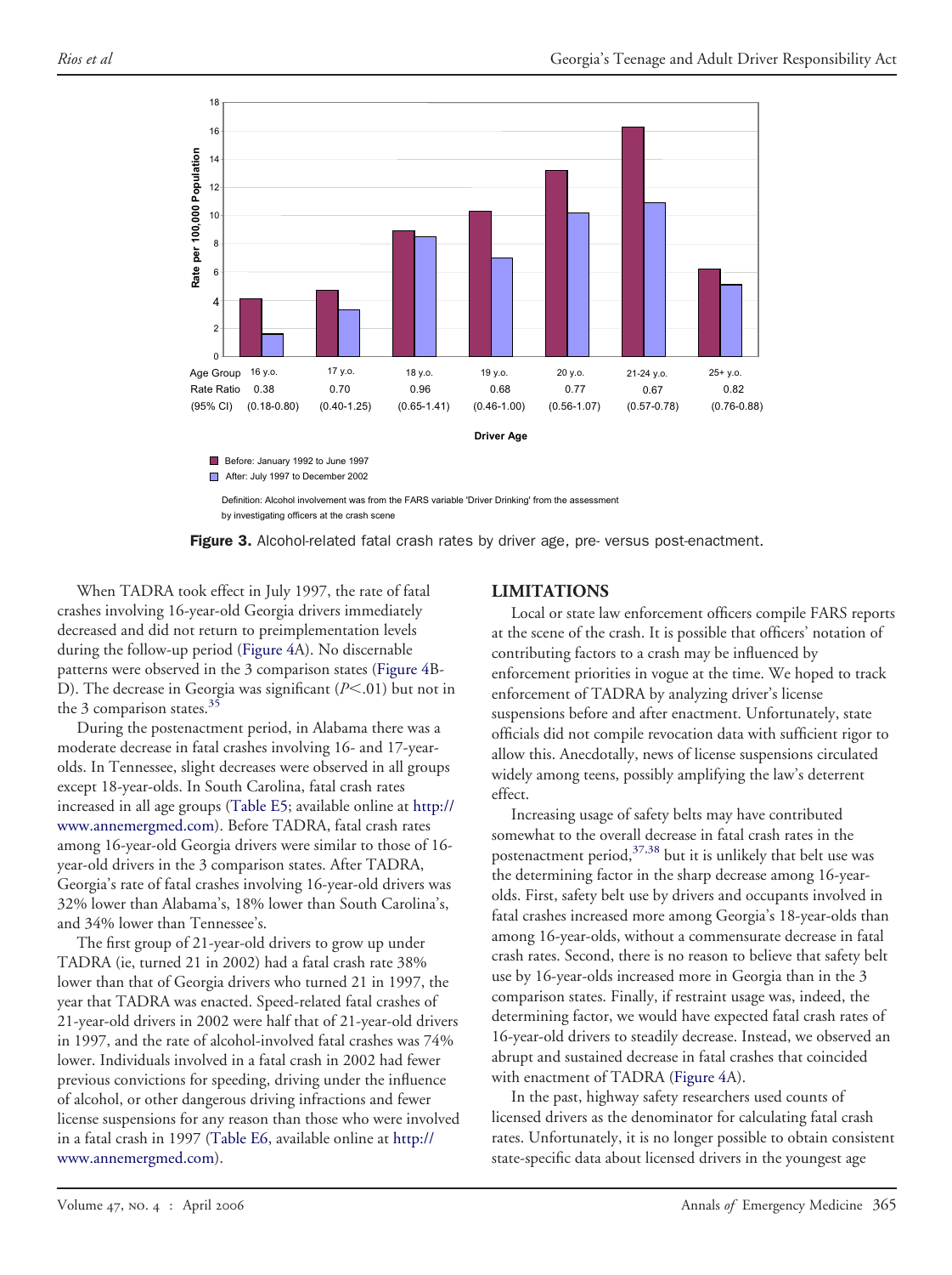| Age Group | 16 y.o. | 17 y.o. | 18 y.o. | 19 y.o. | 20 y.o. | 21-24 y.o. | 25+ y.o. |
| --- | --- | --- | --- | --- | --- | --- | --- |
| Rate Ratio | 0.38 | 0.70 | 0.96 | 0.68 | 0.77 | 0.67 | 0.82 |
| (95% CI) | (0.18-0.80) | (0.40-1.25) | (0.65-1.41) | (0.46-1.00) | (0.56-1.07) | (0.57-0.78) | (0.76-0.88) |

Driver Age

Before: January 1992 to June 1997
After: July 1997 to December 2002

Definition: Alcohol involvement was from the FARS variable 'Driver Drinking' from the assessment by investigating officers at the crash scene

**Figure 3.** Alcohol-related fatal crash rates by driver age, pre- versus post-enactment.

When TADRA took effect in July 1997, the rate of fatal crashes involving 16-year-old Georgia drivers immediately decreased and did not return to preimplementation levels during the follow-up period (Figure 4A). No discernable patterns were observed in the 3 comparison states (Figure 4B-D). The decrease in Georgia was significant ($P<.01$) but not in the 3 comparison states.[35]

During the postenactment period, in Alabama there was a moderate decrease in fatal crashes involving 16- and 17-year-olds. In Tennessee, slight decreases were observed in all groups except 18-year-olds. In South Carolina, fatal crash rates increased in all age groups (Table E5; available online at http://www.annemergmed.com). Before TADRA, fatal crash rates among 16-year-old Georgia drivers were similar to those of 16-year-old drivers in the 3 comparison states. After TADRA, Georgia's rate of fatal crashes involving 16-year-old drivers was 32% lower than Alabama's, 18% lower than South Carolina's, and 34% lower than Tennessee's.

The first group of 21-year-old drivers to grow up under TADRA (ie, turned 21 in 2002) had a fatal crash rate 38% lower than that of Georgia drivers who turned 21 in 1997, the year that TADRA was enacted. Speed-related fatal crashes of 21-year-old drivers in 2002 were half that of 21-year-old drivers in 1997, and the rate of alcohol-involved fatal crashes was 74% lower. Individuals involved in a fatal crash in 2002 had fewer previous convictions for speeding, driving under the influence of alcohol, or other dangerous driving infractions and fewer license suspensions for any reason than those who were involved in a fatal crash in 1997 (Table E6, available online at http://www.annemergmed.com).

## LIMITATIONS

Local or state law enforcement officers compile FARS reports at the scene of the crash. It is possible that officers' notation of contributing factors to a crash may be influenced by enforcement priorities in vogue at the time. We hoped to track enforcement of TADRA by analyzing driver's license suspensions before and after enactment. Unfortunately, state officials did not compile revocation data with sufficient rigor to allow this. Anecdotally, news of license suspensions circulated widely among teens, possibly amplifying the law's deterrent effect.

Increasing usage of safety belts may have contributed somewhat to the overall decrease in fatal crash rates in the postenactment period,[37,38] but it is unlikely that belt use was the determining factor in the sharp decrease among 16-year-olds. First, safety belt use by drivers and occupants involved in fatal crashes increased more among Georgia's 18-year-olds than among 16-year-olds, without a commensurate decrease in fatal crash rates. Second, there is no reason to believe that safety belt use by 16-year-olds increased more in Georgia than in the 3 comparison states. Finally, if restraint usage was, indeed, the determining factor, we would have expected fatal crash rates of 16-year-old drivers to steadily decrease. Instead, we observed an abrupt and sustained decrease in fatal crashes that coincided with enactment of TADRA (Figure 4A).

In the past, highway safety researchers used counts of licensed drivers as the denominator for calculating fatal crash rates. Unfortunately, it is no longer possible to obtain consistent state-specific data about licensed drivers in the youngest age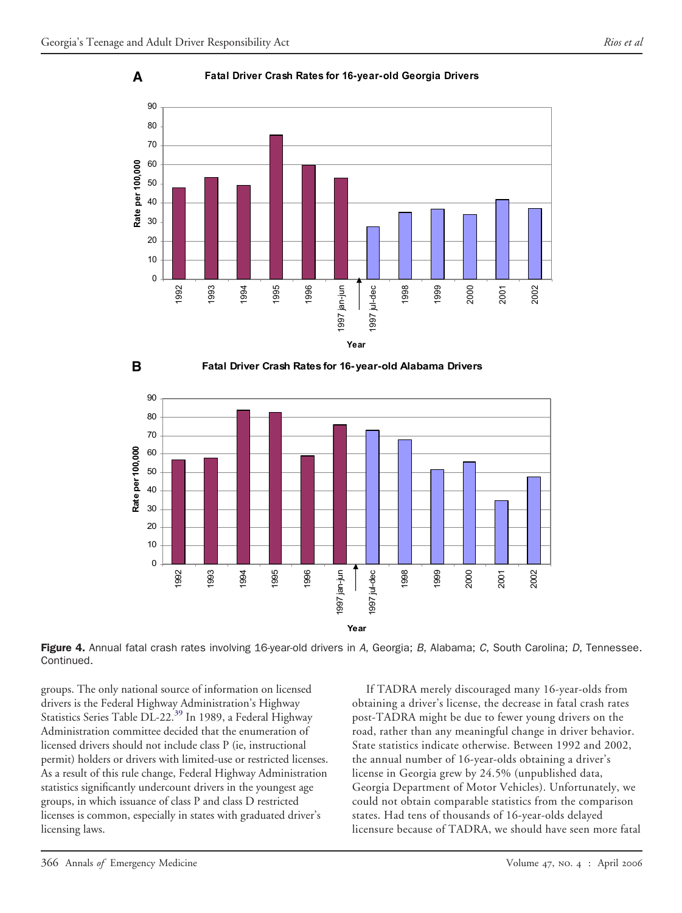**Figure 4.** Annual fatal crash rates involving 16-year-old drivers in *A*, Georgia; *B*, Alabama; *C*, South Carolina; *D*, Tennessee. Continued.

groups. The only national source of information on licensed drivers is the Federal Highway Administration's Highway Statistics Series Table DL-22.[39] In 1989, a Federal Highway Administration committee decided that the enumeration of licensed drivers should not include class P (ie, instructional permit) holders or drivers with limited-use or restricted licenses. As a result of this rule change, Federal Highway Administration statistics significantly undercount drivers in the youngest age groups, in which issuance of class P and class D restricted licenses is common, especially in states with graduated driver's licensing laws.

If TADRA merely discouraged many 16-year-olds from obtaining a driver's license, the decrease in fatal crash rates post-TADRA might be due to fewer young drivers on the road, rather than any meaningful change in driver behavior. State statistics indicate otherwise. Between 1992 and 2002, the annual number of 16-year-olds obtaining a driver's license in Georgia grew by 24.5% (unpublished data, Georgia Department of Motor Vehicles). Unfortunately, we could not obtain comparable statistics from the comparison states. Had tens of thousands of 16-year-olds delayed licensure because of TADRA, we should have seen more fatal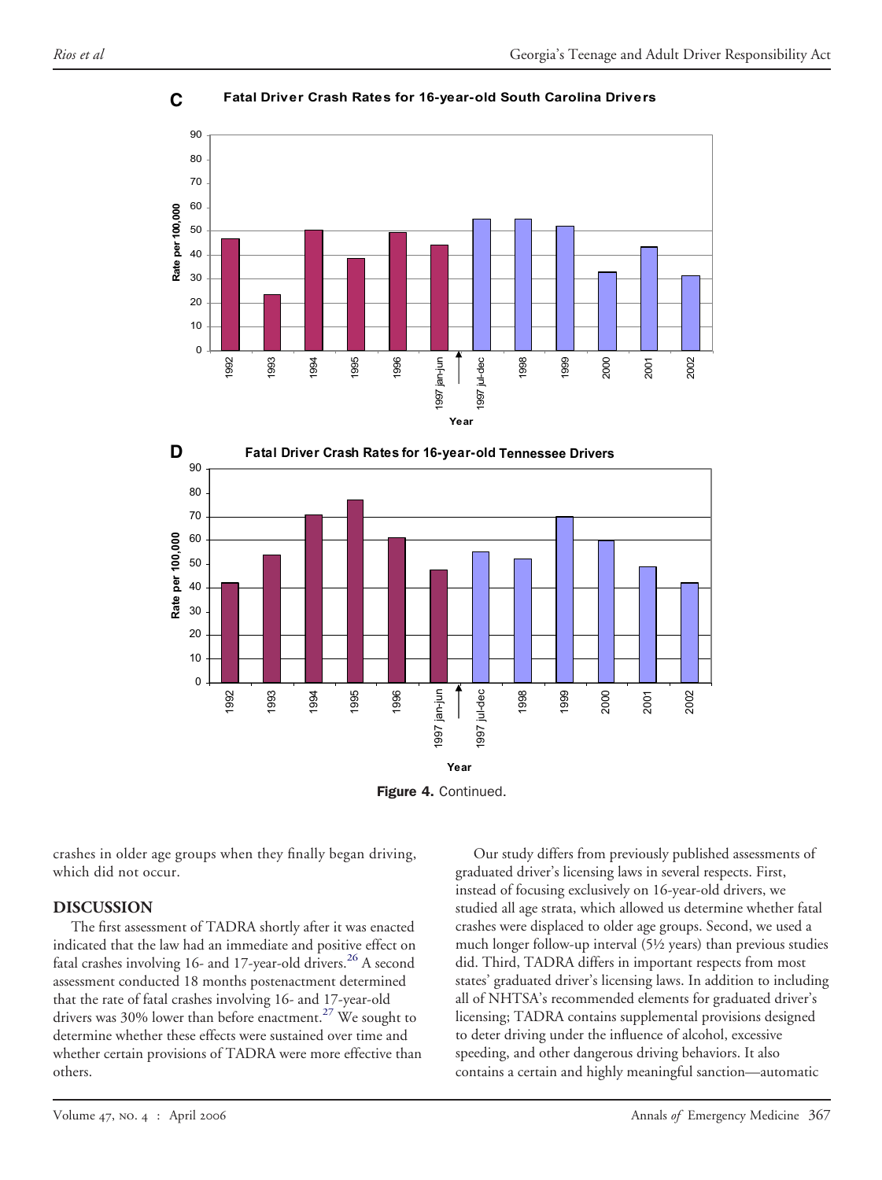**Figure 4.** Continued.

crashes in older age groups when they finally began driving, which did not occur.

## DISCUSSION

The first assessment of TADRA shortly after it was enacted indicated that the law had an immediate and positive effect on fatal crashes involving 16- and 17-year-old drivers.[26] A second assessment conducted 18 months postenactment determined that the rate of fatal crashes involving 16- and 17-year-old drivers was 30% lower than before enactment.[27] We sought to determine whether these effects were sustained over time and whether certain provisions of TADRA were more effective than others.

Our study differs from previously published assessments of graduated driver's licensing laws in several respects. First, instead of focusing exclusively on 16-year-old drivers, we studied all age strata, which allowed us determine whether fatal crashes were displaced to older age groups. Second, we used a much longer follow-up interval (5½ years) than previous studies did. Third, TADRA differs in important respects from most states' graduated driver's licensing laws. In addition to including all of NHTSA's recommended elements for graduated driver's licensing; TADRA contains supplemental provisions designed to deter driving under the influence of alcohol, excessive speeding, and other dangerous driving behaviors. It also contains a certain and highly meaningful sanction—automatic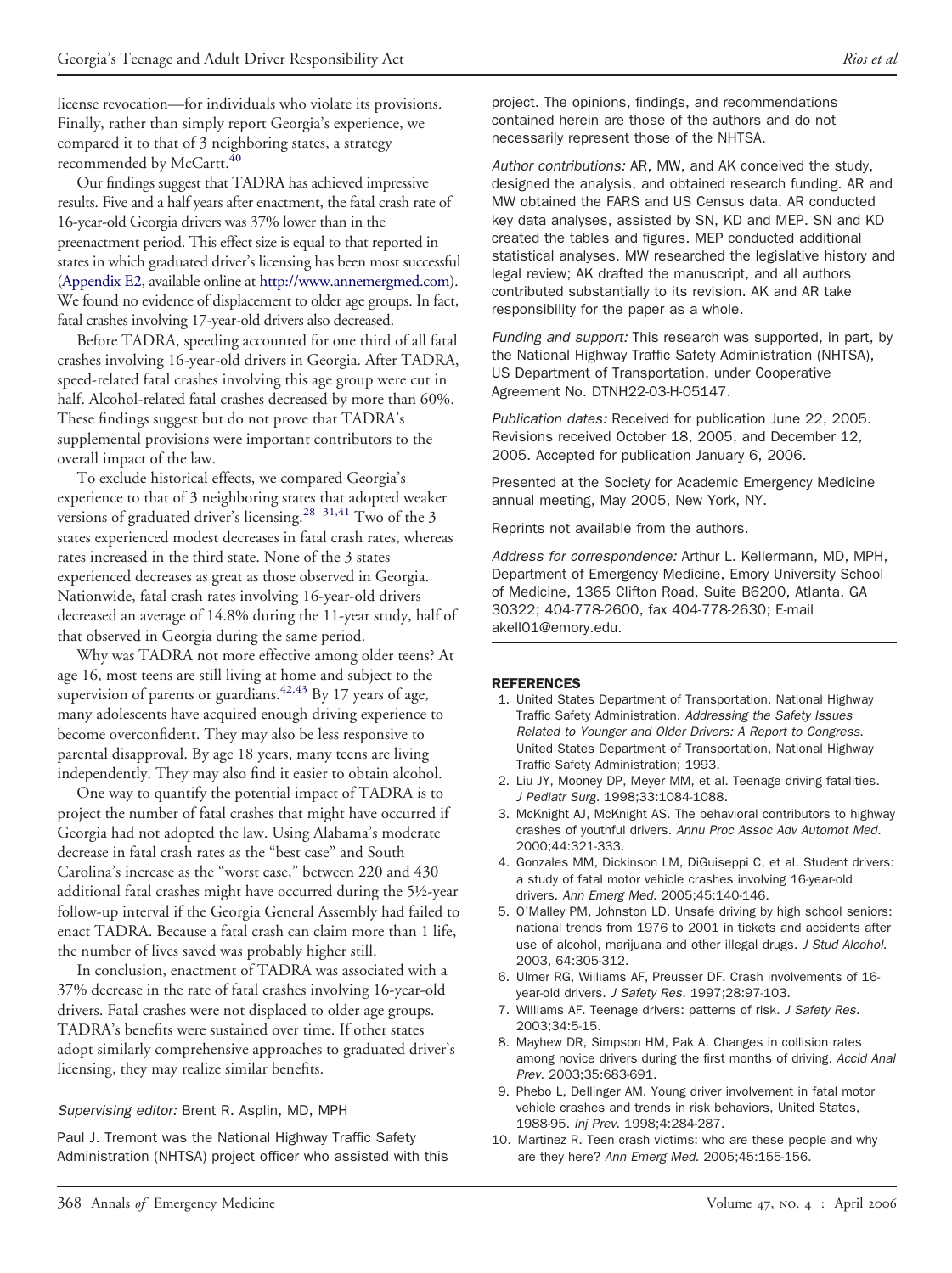license revocation—for individuals who violate its provisions. Finally, rather than simply report Georgia's experience, we compared it to that of 3 neighboring states, a strategy recommended by McCartt.[40]

Our findings suggest that TADRA has achieved impressive results. Five and a half years after enactment, the fatal crash rate of 16-year-old Georgia drivers was 37% lower than in the preenactment period. This effect size is equal to that reported in states in which graduated driver's licensing has been most successful (Appendix E2, available online at http://www.annemergmed.com). We found no evidence of displacement to older age groups. In fact, fatal crashes involving 17-year-old drivers also decreased.

Before TADRA, speeding accounted for one third of all fatal crashes involving 16-year-old drivers in Georgia. After TADRA, speed-related fatal crashes involving this age group were cut in half. Alcohol-related fatal crashes decreased by more than 60%. These findings suggest but do not prove that TADRA's supplemental provisions were important contributors to the overall impact of the law.

To exclude historical effects, we compared Georgia's experience to that of 3 neighboring states that adopted weaker versions of graduated driver's licensing.[28–31,41] Two of the 3 states experienced modest decreases in fatal crash rates, whereas rates increased in the third state. None of the 3 states experienced decreases as great as those observed in Georgia. Nationwide, fatal crash rates involving 16-year-old drivers decreased an average of 14.8% during the 11-year study, half of that observed in Georgia during the same period.

Why was TADRA not more effective among older teens? At age 16, most teens are still living at home and subject to the supervision of parents or guardians.[42,43] By 17 years of age, many adolescents have acquired enough driving experience to become overconfident. They may also be less responsive to parental disapproval. By age 18 years, many teens are living independently. They may also find it easier to obtain alcohol.

One way to quantify the potential impact of TADRA is to project the number of fatal crashes that might have occurred if Georgia had not adopted the law. Using Alabama's moderate decrease in fatal crash rates as the "best case" and South Carolina's increase as the "worst case," between 220 and 430 additional fatal crashes might have occurred during the 5½-year follow-up interval if the Georgia General Assembly had failed to enact TADRA. Because a fatal crash can claim more than 1 life, the number of lives saved was probably higher still.

In conclusion, enactment of TADRA was associated with a 37% decrease in the rate of fatal crashes involving 16-year-old drivers. Fatal crashes were not displaced to older age groups. TADRA's benefits were sustained over time. If other states adopt similarly comprehensive approaches to graduated driver's licensing, they may realize similar benefits.

*Supervising editor:* Brent R. Asplin, MD, MPH

Paul J. Tremont was the National Highway Traffic Safety Administration (NHTSA) project officer who assisted with this project. The opinions, findings, and recommendations contained herein are those of the authors and do not necessarily represent those of the NHTSA.

*Author contributions:* AR, MW, and AK conceived the study, designed the analysis, and obtained research funding. AR and MW obtained the FARS and US Census data. AR conducted key data analyses, assisted by SN, KD and MEP. SN and KD created the tables and figures. MEP conducted additional statistical analyses. MW researched the legislative history and legal review; AK drafted the manuscript, and all authors contributed substantially to its revision. AK and AR take responsibility for the paper as a whole.

*Funding and support:* This research was supported, in part, by the National Highway Traffic Safety Administration (NHTSA), US Department of Transportation, under Cooperative Agreement No. DTNH22-03-H-05147.

*Publication dates:* Received for publication June 22, 2005. Revisions received October 18, 2005, and December 12, 2005. Accepted for publication January 6, 2006.

Presented at the Society for Academic Emergency Medicine annual meeting, May 2005, New York, NY.

Reprints not available from the authors.

*Address for correspondence:* Arthur L. Kellermann, MD, MPH, Department of Emergency Medicine, Emory University School of Medicine, 1365 Clifton Road, Suite B6200, Atlanta, GA 30322; 404-778-2600, fax 404-778-2630; E-mail akell01@emory.edu.

## REFERENCES

1. United States Department of Transportation, National Highway Traffic Safety Administration. *Addressing the Safety Issues Related to Younger and Older Drivers: A Report to Congress.* United States Department of Transportation, National Highway Traffic Safety Administration; 1993.
2. Liu JY, Mooney DP, Meyer MM, et al. Teenage driving fatalities. *J Pediatr Surg.* 1998;33:1084-1088.
3. McKnight AJ, McKnight AS. The behavioral contributors to highway crashes of youthful drivers. *Annu Proc Assoc Adv Automot Med.* 2000;44:321-333.
4. Gonzales MM, Dickinson LM, DiGuiseppi C, et al. Student drivers: a study of fatal motor vehicle crashes involving 16-year-old drivers. *Ann Emerg Med.* 2005;45:140-146.
5. O'Malley PM, Johnston LD. Unsafe driving by high school seniors: national trends from 1976 to 2001 in tickets and accidents after use of alcohol, marijuana and other illegal drugs. *J Stud Alcohol.* 2003, 64:305-312.
6. Ulmer RG, Williams AF, Preusser DF. Crash involvements of 16-year-old drivers. *J Safety Res.* 1997;28:97-103.
7. Williams AF. Teenage drivers: patterns of risk. *J Safety Res.* 2003;34:5-15.
8. Mayhew DR, Simpson HM, Pak A. Changes in collision rates among novice drivers during the first months of driving. *Accid Anal Prev.* 2003;35:683-691.
9. Phebo L, Dellinger AM. Young driver involvement in fatal motor vehicle crashes and trends in risk behaviors, United States, 1988-95. *Inj Prev.* 1998;4:284-287.
10. Martinez R. Teen crash victims: who are these people and why are they here? *Ann Emerg Med.* 2005;45:155-156.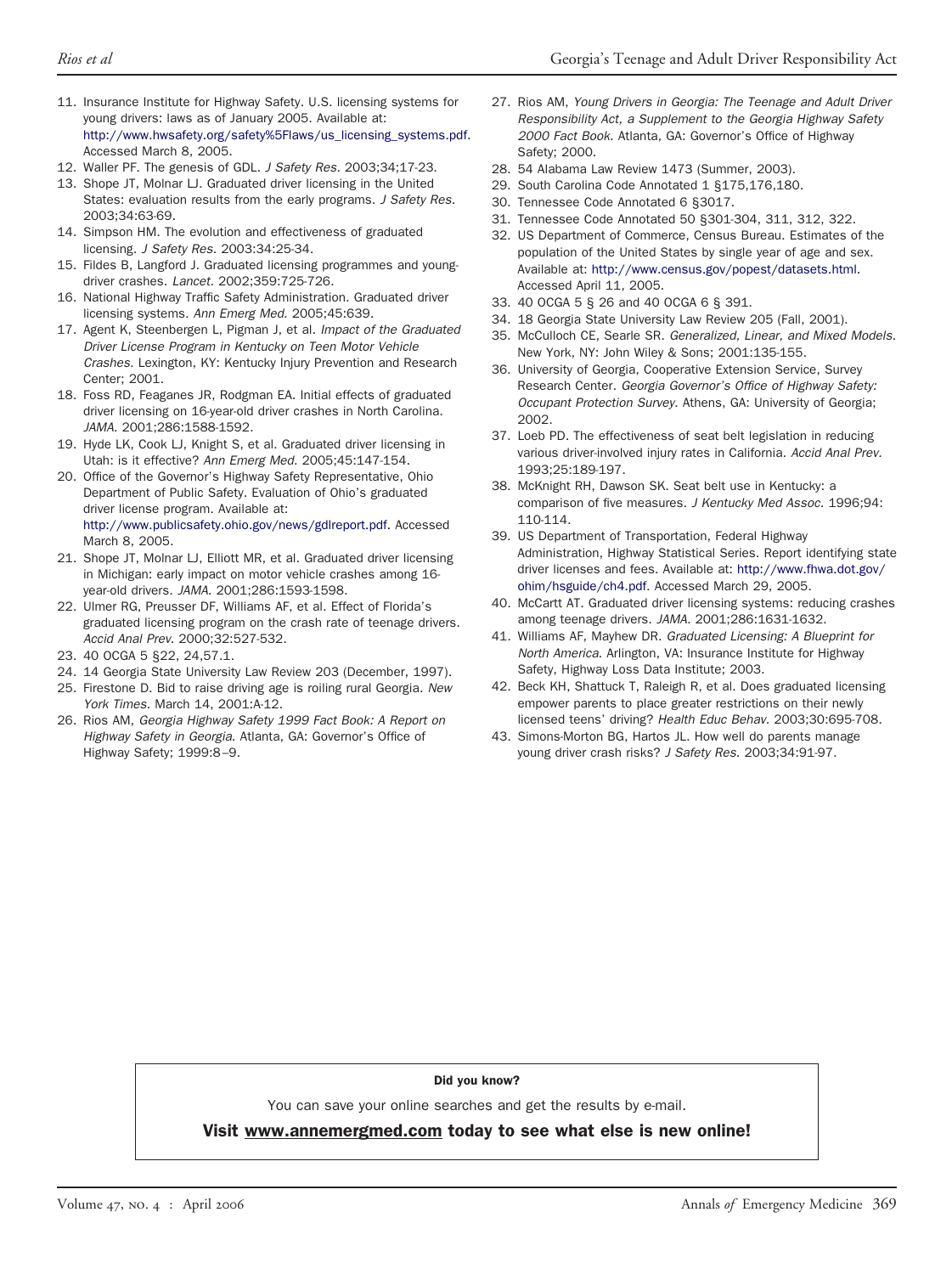11. Insurance Institute for Highway Safety. U.S. licensing systems for young drivers: laws as of January 2005. Available at: http://www.hwsafety.org/safety%5Flaws/us_licensing_systems.pdf. Accessed March 8, 2005.
12. Waller PF. The genesis of GDL. *J Safety Res.* 2003;34;17-23.
13. Shope JT, Molnar LJ. Graduated driver licensing in the United States: evaluation results from the early programs. *J Safety Res.* 2003;34:63-69.
14. Simpson HM. The evolution and effectiveness of graduated licensing. *J Safety Res.* 2003:34:25-34.
15. Fildes B, Langford J. Graduated licensing programmes and young-driver crashes. *Lancet.* 2002;359:725-726.
16. National Highway Traffic Safety Administration. Graduated driver licensing systems. *Ann Emerg Med.* 2005;45:639.
17. Agent K, Steenbergen L, Pigman J, et al. *Impact of the Graduated Driver License Program in Kentucky on Teen Motor Vehicle Crashes.* Lexington, KY: Kentucky Injury Prevention and Research Center; 2001.
18. Foss RD, Feaganes JR, Rodgman EA. Initial effects of graduated driver licensing on 16-year-old driver crashes in North Carolina. *JAMA.* 2001;286:1588-1592.
19. Hyde LK, Cook LJ, Knight S, et al. Graduated driver licensing in Utah: is it effective? *Ann Emerg Med.* 2005;45:147-154.
20. Office of the Governor's Highway Safety Representative, Ohio Department of Public Safety. Evaluation of Ohio's graduated driver license program. Available at: http://www.publicsafety.ohio.gov/news/gdlreport.pdf. Accessed March 8, 2005.
21. Shope JT, Molnar LJ, Elliott MR, et al. Graduated driver licensing in Michigan: early impact on motor vehicle crashes among 16-year-old drivers. *JAMA.* 2001;286:1593-1598.
22. Ulmer RG, Preusser DF, Williams AF, et al. Effect of Florida's graduated licensing program on the crash rate of teenage drivers. *Accid Anal Prev.* 2000;32:527-532.
23. 40 OCGA 5 §22, 24,57.1.
24. 14 Georgia State University Law Review 203 (December, 1997).
25. Firestone D. Bid to raise driving age is roiling rural Georgia. *New York Times.* March 14, 2001:A-12.
26. Rios AM, *Georgia Highway Safety 1999 Fact Book: A Report on Highway Safety in Georgia.* Atlanta, GA: Governor's Office of Highway Safety; 1999:8–9.
27. Rios AM, *Young Drivers in Georgia: The Teenage and Adult Driver Responsibility Act, a Supplement to the Georgia Highway Safety 2000 Fact Book.* Atlanta, GA: Governor's Office of Highway Safety; 2000.
28. 54 Alabama Law Review 1473 (Summer, 2003).
29. South Carolina Code Annotated 1 §175,176,180.
30. Tennessee Code Annotated 6 §3017.
31. Tennessee Code Annotated 50 §301-304, 311, 312, 322.
32. US Department of Commerce, Census Bureau. Estimates of the population of the United States by single year of age and sex. Available at: http://www.census.gov/popest/datasets.html. Accessed April 11, 2005.
33. 40 OCGA 5 § 26 and 40 OCGA 6 § 391.
34. 18 Georgia State University Law Review 205 (Fall, 2001).
35. McCulloch CE, Searle SR. *Generalized, Linear, and Mixed Models.* New York, NY: John Wiley & Sons; 2001:135-155.
36. University of Georgia, Cooperative Extension Service, Survey Research Center. *Georgia Governor's Office of Highway Safety: Occupant Protection Survey.* Athens, GA: University of Georgia; 2002.
37. Loeb PD. The effectiveness of seat belt legislation in reducing various driver-involved injury rates in California. *Accid Anal Prev.* 1993;25:189-197.
38. McKnight RH, Dawson SK. Seat belt use in Kentucky: a comparison of five measures. *J Kentucky Med Assoc.* 1996;94:110-114.
39. US Department of Transportation, Federal Highway Administration, Highway Statistical Series. Report identifying state driver licenses and fees. Available at: http://www.fhwa.dot.gov/ohim/hsguide/ch4.pdf. Accessed March 29, 2005.
40. McCartt AT. Graduated driver licensing systems: reducing crashes among teenage drivers. *JAMA.* 2001;286:1631-1632.
41. Williams AF, Mayhew DR. *Graduated Licensing: A Blueprint for North America.* Arlington, VA: Insurance Institute for Highway Safety, Highway Loss Data Institute; 2003.
42. Beck KH, Shattuck T, Raleigh R, et al. Does graduated licensing empower parents to place greater restrictions on their newly licensed teens' driving? *Health Educ Behav.* 2003;30:695-708.
43. Simons-Morton BG, Hartos JL. How well do parents manage young driver crash risks? *J Safety Res.* 2003;34:91-97.

**Did you know?**

You can save your online searches and get the results by e-mail.

**Visit www.annemergmed.com today to see what else is new online!**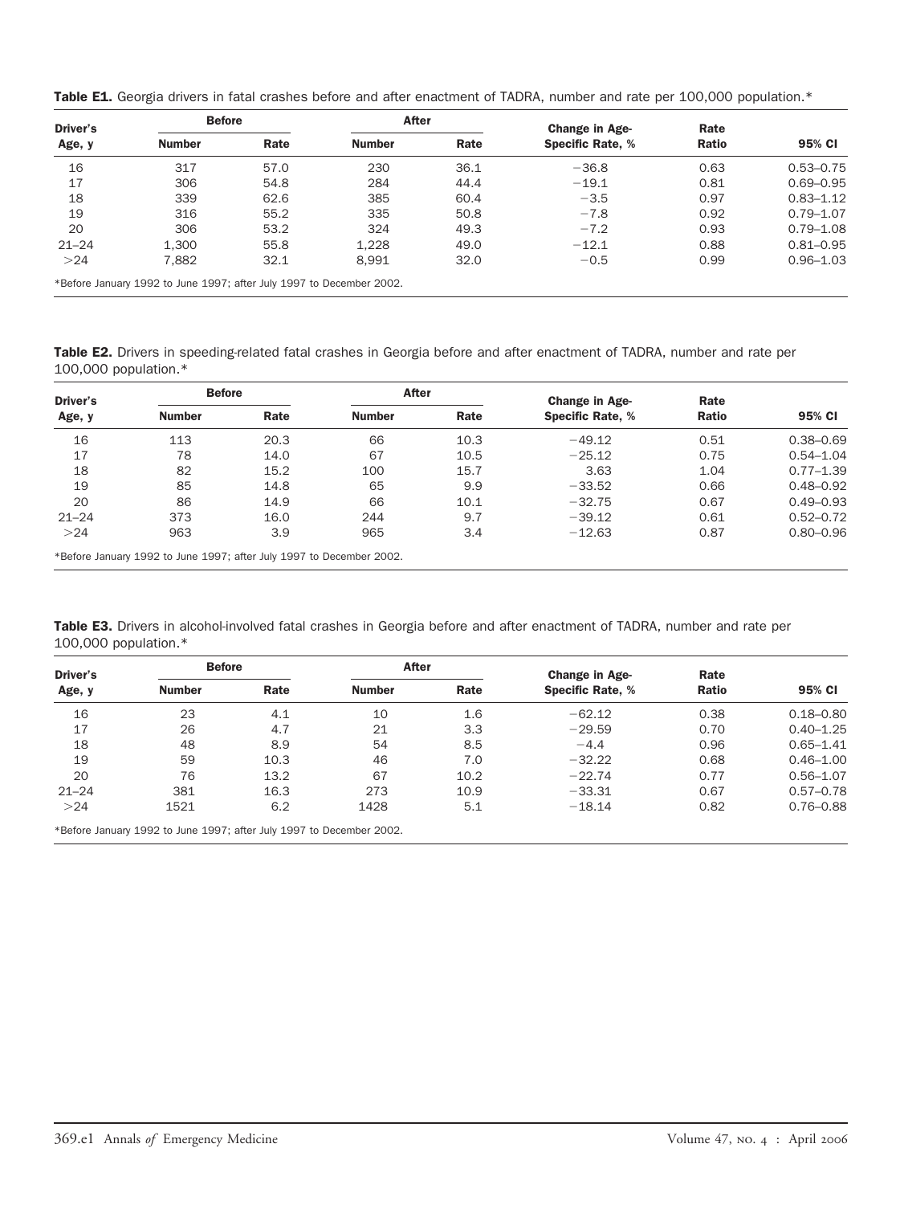**Table E1.** Georgia drivers in fatal crashes before and after enactment of TADRA, number and rate per 100,000 population.*

| Driver's Age, y | Before | | After | | Change in Age-Specific Rate, % | Rate Ratio | 95% CI |
|---|---|---|---|---|---|---|---|
| | Number | Rate | Number | Rate | | | |
| 16 | 317 | 57.0 | 230 | 36.1 | −36.8 | 0.63 | 0.53–0.75 |
| 17 | 306 | 54.8 | 284 | 44.4 | −19.1 | 0.81 | 0.69–0.95 |
| 18 | 339 | 62.6 | 385 | 60.4 | −3.5 | 0.97 | 0.83–1.12 |
| 19 | 316 | 55.2 | 335 | 50.8 | −7.8 | 0.92 | 0.79–1.07 |
| 20 | 306 | 53.2 | 324 | 49.3 | −7.2 | 0.93 | 0.79–1.08 |
| 21–24 | 1,300 | 55.8 | 1,228 | 49.0 | −12.1 | 0.88 | 0.81–0.95 |
| >24 | 7,882 | 32.1 | 8,991 | 32.0 | −0.5 | 0.99 | 0.96–1.03 |

*Before January 1992 to June 1997; after July 1997 to December 2002.

**Table E2.** Drivers in speeding-related fatal crashes in Georgia before and after enactment of TADRA, number and rate per 100,000 population.*

| Driver's Age, y | Before | | After | | Change in Age-Specific Rate, % | Rate Ratio | 95% CI |
|---|---|---|---|---|---|---|---|
| | Number | Rate | Number | Rate | | | |
| 16 | 113 | 20.3 | 66 | 10.3 | −49.12 | 0.51 | 0.38–0.69 |
| 17 | 78 | 14.0 | 67 | 10.5 | −25.12 | 0.75 | 0.54–1.04 |
| 18 | 82 | 15.2 | 100 | 15.7 | 3.63 | 1.04 | 0.77–1.39 |
| 19 | 85 | 14.8 | 65 | 9.9 | −33.52 | 0.66 | 0.48–0.92 |
| 20 | 86 | 14.9 | 66 | 10.1 | −32.75 | 0.67 | 0.49–0.93 |
| 21–24 | 373 | 16.0 | 244 | 9.7 | −39.12 | 0.61 | 0.52–0.72 |
| >24 | 963 | 3.9 | 965 | 3.4 | −12.63 | 0.87 | 0.80–0.96 |

*Before January 1992 to June 1997; after July 1997 to December 2002.

**Table E3.** Drivers in alcohol-involved fatal crashes in Georgia before and after enactment of TADRA, number and rate per 100,000 population.*

| Driver's Age, y | Before | | After | | Change in Age-Specific Rate, % | Rate Ratio | 95% CI |
|---|---|---|---|---|---|---|---|
| | Number | Rate | Number | Rate | | | |
| 16 | 23 | 4.1 | 10 | 1.6 | −62.12 | 0.38 | 0.18–0.80 |
| 17 | 26 | 4.7 | 21 | 3.3 | −29.59 | 0.70 | 0.40–1.25 |
| 18 | 48 | 8.9 | 54 | 8.5 | −4.4 | 0.96 | 0.65–1.41 |
| 19 | 59 | 10.3 | 46 | 7.0 | −32.22 | 0.68 | 0.46–1.00 |
| 20 | 76 | 13.2 | 67 | 10.2 | −22.74 | 0.77 | 0.56–1.07 |
| 21–24 | 381 | 16.3 | 273 | 10.9 | −33.31 | 0.67 | 0.57–0.78 |
| >24 | 1521 | 6.2 | 1428 | 5.1 | −18.14 | 0.82 | 0.76–0.88 |

*Before January 1992 to June 1997; after July 1997 to December 2002.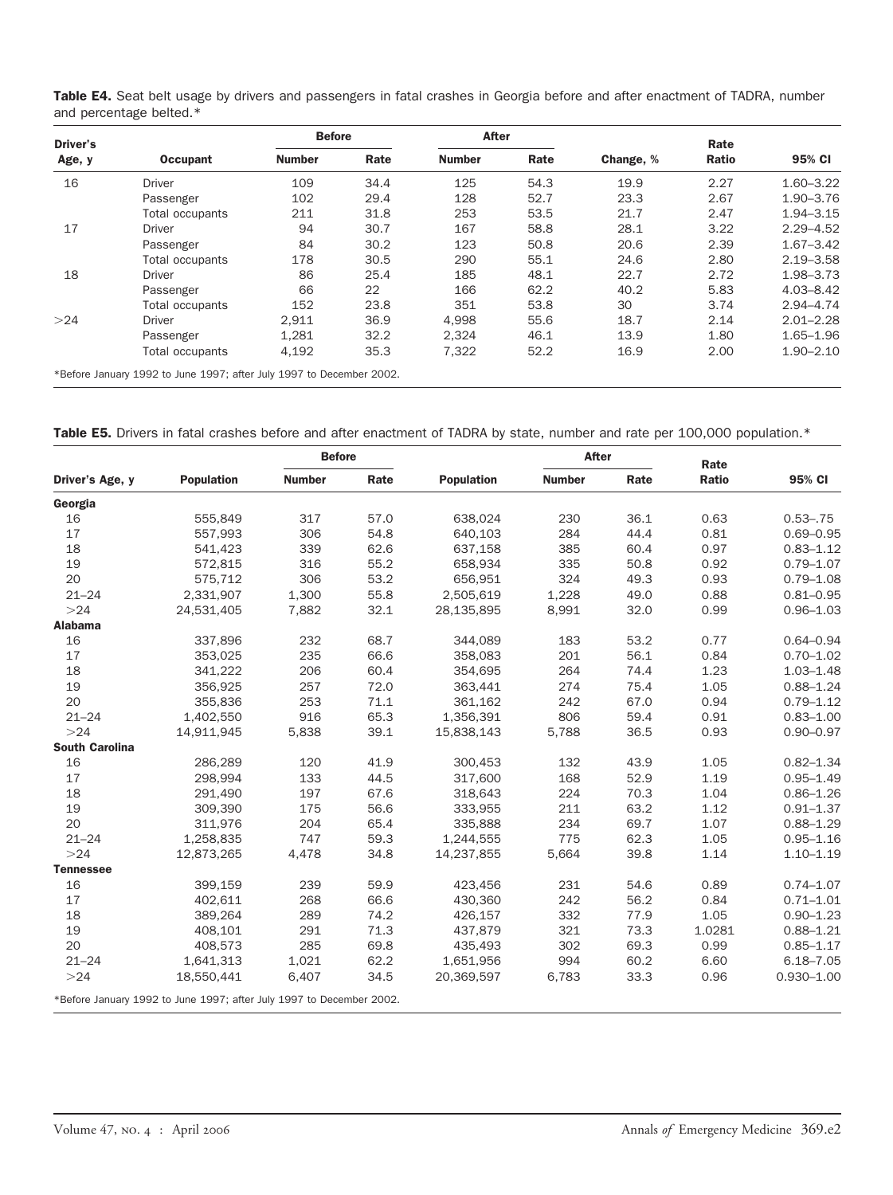**Table E4.** Seat belt usage by drivers and passengers in fatal crashes in Georgia before and after enactment of TADRA, number and percentage belted.*

| Driver's Age, y | Occupant | Before | | After | | Change, % | Rate Ratio | 95% CI |
|---|---|---|---|---|---|---|---|---|
| | | Number | Rate | Number | Rate | | | |
| 16 | Driver | 109 | 34.4 | 125 | 54.3 | 19.9 | 2.27 | 1.60–3.22 |
| | Passenger | 102 | 29.4 | 128 | 52.7 | 23.3 | 2.67 | 1.90–3.76 |
| | Total occupants | 211 | 31.8 | 253 | 53.5 | 21.7 | 2.47 | 1.94–3.15 |
| 17 | Driver | 94 | 30.7 | 167 | 58.8 | 28.1 | 3.22 | 2.29–4.52 |
| | Passenger | 84 | 30.2 | 123 | 50.8 | 20.6 | 2.39 | 1.67–3.42 |
| | Total occupants | 178 | 30.5 | 290 | 55.1 | 24.6 | 2.80 | 2.19–3.58 |
| 18 | Driver | 86 | 25.4 | 185 | 48.1 | 22.7 | 2.72 | 1.98–3.73 |
| | Passenger | 66 | 22 | 166 | 62.2 | 40.2 | 5.83 | 4.03–8.42 |
| | Total occupants | 152 | 23.8 | 351 | 53.8 | 30 | 3.74 | 2.94–4.74 |
| >24 | Driver | 2,911 | 36.9 | 4,998 | 55.6 | 18.7 | 2.14 | 2.01–2.28 |
| | Passenger | 1,281 | 32.2 | 2,324 | 46.1 | 13.9 | 1.80 | 1.65–1.96 |
| | Total occupants | 4,192 | 35.3 | 7,322 | 52.2 | 16.9 | 2.00 | 1.90–2.10 |

*Before January 1992 to June 1997; after July 1997 to December 2002.

**Table E5.** Drivers in fatal crashes before and after enactment of TADRA by state, number and rate per 100,000 population.*

| Driver's Age, y | Population | Before | | Population | After | | Rate Ratio | 95% CI |
|---|---|---|---|---|---|---|---|---|
| | | Number | Rate | | Number | Rate | | |
| **Georgia** | | | | | | | | |
| 16 | 555,849 | 317 | 57.0 | 638,024 | 230 | 36.1 | 0.63 | 0.53–.75 |
| 17 | 557,993 | 306 | 54.8 | 640,103 | 284 | 44.4 | 0.81 | 0.69–0.95 |
| 18 | 541,423 | 339 | 62.6 | 637,158 | 385 | 60.4 | 0.97 | 0.83–1.12 |
| 19 | 572,815 | 316 | 55.2 | 658,934 | 335 | 50.8 | 0.92 | 0.79–1.07 |
| 20 | 575,712 | 306 | 53.2 | 656,951 | 324 | 49.3 | 0.93 | 0.79–1.08 |
| 21–24 | 2,331,907 | 1,300 | 55.8 | 2,505,619 | 1,228 | 49.0 | 0.88 | 0.81–0.95 |
| >24 | 24,531,405 | 7,882 | 32.1 | 28,135,895 | 8,991 | 32.0 | 0.99 | 0.96–1.03 |
| **Alabama** | | | | | | | | |
| 16 | 337,896 | 232 | 68.7 | 344,089 | 183 | 53.2 | 0.77 | 0.64–0.94 |
| 17 | 353,025 | 235 | 66.6 | 358,083 | 201 | 56.1 | 0.84 | 0.70–1.02 |
| 18 | 341,222 | 206 | 60.4 | 354,695 | 264 | 74.4 | 1.23 | 1.03–1.48 |
| 19 | 356,925 | 257 | 72.0 | 363,441 | 274 | 75.4 | 1.05 | 0.88–1.24 |
| 20 | 355,836 | 253 | 71.1 | 361,162 | 242 | 67.0 | 0.94 | 0.79–1.12 |
| 21–24 | 1,402,550 | 916 | 65.3 | 1,356,391 | 806 | 59.4 | 0.91 | 0.83–1.00 |
| >24 | 14,911,945 | 5,838 | 39.1 | 15,838,143 | 5,788 | 36.5 | 0.93 | 0.90–0.97 |
| **South Carolina** | | | | | | | | |
| 16 | 286,289 | 120 | 41.9 | 300,453 | 132 | 43.9 | 1.05 | 0.82–1.34 |
| 17 | 298,994 | 133 | 44.5 | 317,600 | 168 | 52.9 | 1.19 | 0.95–1.49 |
| 18 | 291,490 | 197 | 67.6 | 318,643 | 224 | 70.3 | 1.04 | 0.86–1.26 |
| 19 | 309,390 | 175 | 56.6 | 333,955 | 211 | 63.2 | 1.12 | 0.91–1.37 |
| 20 | 311,976 | 204 | 65.4 | 335,888 | 234 | 69.7 | 1.07 | 0.88–1.29 |
| 21–24 | 1,258,835 | 747 | 59.3 | 1,244,555 | 775 | 62.3 | 1.05 | 0.95–1.16 |
| >24 | 12,873,265 | 4,478 | 34.8 | 14,237,855 | 5,664 | 39.8 | 1.14 | 1.10–1.19 |
| **Tennessee** | | | | | | | | |
| 16 | 399,159 | 239 | 59.9 | 423,456 | 231 | 54.6 | 0.89 | 0.74–1.07 |
| 17 | 402,611 | 268 | 66.6 | 430,360 | 242 | 56.2 | 0.84 | 0.71–1.01 |
| 18 | 389,264 | 289 | 74.2 | 426,157 | 332 | 77.9 | 1.05 | 0.90–1.23 |
| 19 | 408,101 | 291 | 71.3 | 437,879 | 321 | 73.3 | 1.0281 | 0.88–1.21 |
| 20 | 408,573 | 285 | 69.8 | 435,493 | 302 | 69.3 | 0.99 | 0.85–1.17 |
| 21–24 | 1,641,313 | 1,021 | 62.2 | 1,651,956 | 994 | 60.2 | 6.60 | 6.18–7.05 |
| >24 | 18,550,441 | 6,407 | 34.5 | 20,369,597 | 6,783 | 33.3 | 0.96 | 0.930–1.00 |

*Before January 1992 to June 1997; after July 1997 to December 2002.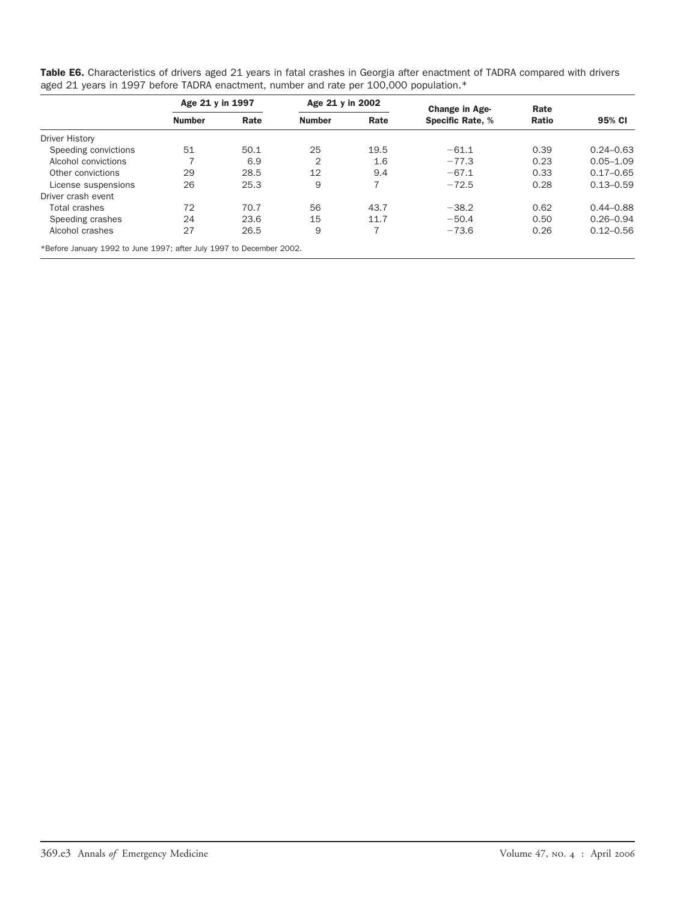**Table E6.** Characteristics of drivers aged 21 years in fatal crashes in Georgia after enactment of TADRA compared with drivers aged 21 years in 1997 before TADRA enactment, number and rate per 100,000 population.*

| | Age 21 y in 1997 | | Age 21 y in 2002 | | Change in Age-Specific Rate, % | Rate Ratio | 95% CI |
|---|---|---|---|---|---|---|---|
| | Number | Rate | Number | Rate | | | |
| Driver History | | | | | | | |
| Speeding convictions | 51 | 50.1 | 25 | 19.5 | −61.1 | 0.39 | 0.24–0.63 |
| Alcohol convictions | 7 | 6.9 | 2 | 1.6 | −77.3 | 0.23 | 0.05–1.09 |
| Other convictions | 29 | 28.5 | 12 | 9.4 | −67.1 | 0.33 | 0.17–0.65 |
| License suspensions | 26 | 25.3 | 9 | 7 | −72.5 | 0.28 | 0.13–0.59 |
| Driver crash event | | | | | | | |
| Total crashes | 72 | 70.7 | 56 | 43.7 | −38.2 | 0.62 | 0.44–0.88 |
| Speeding crashes | 24 | 23.6 | 15 | 11.7 | −50.4 | 0.50 | 0.26–0.94 |
| Alcohol crashes | 27 | 26.5 | 9 | 7 | −73.6 | 0.26 | 0.12–0.56 |

*Before January 1992 to June 1997; after July 1997 to December 2002.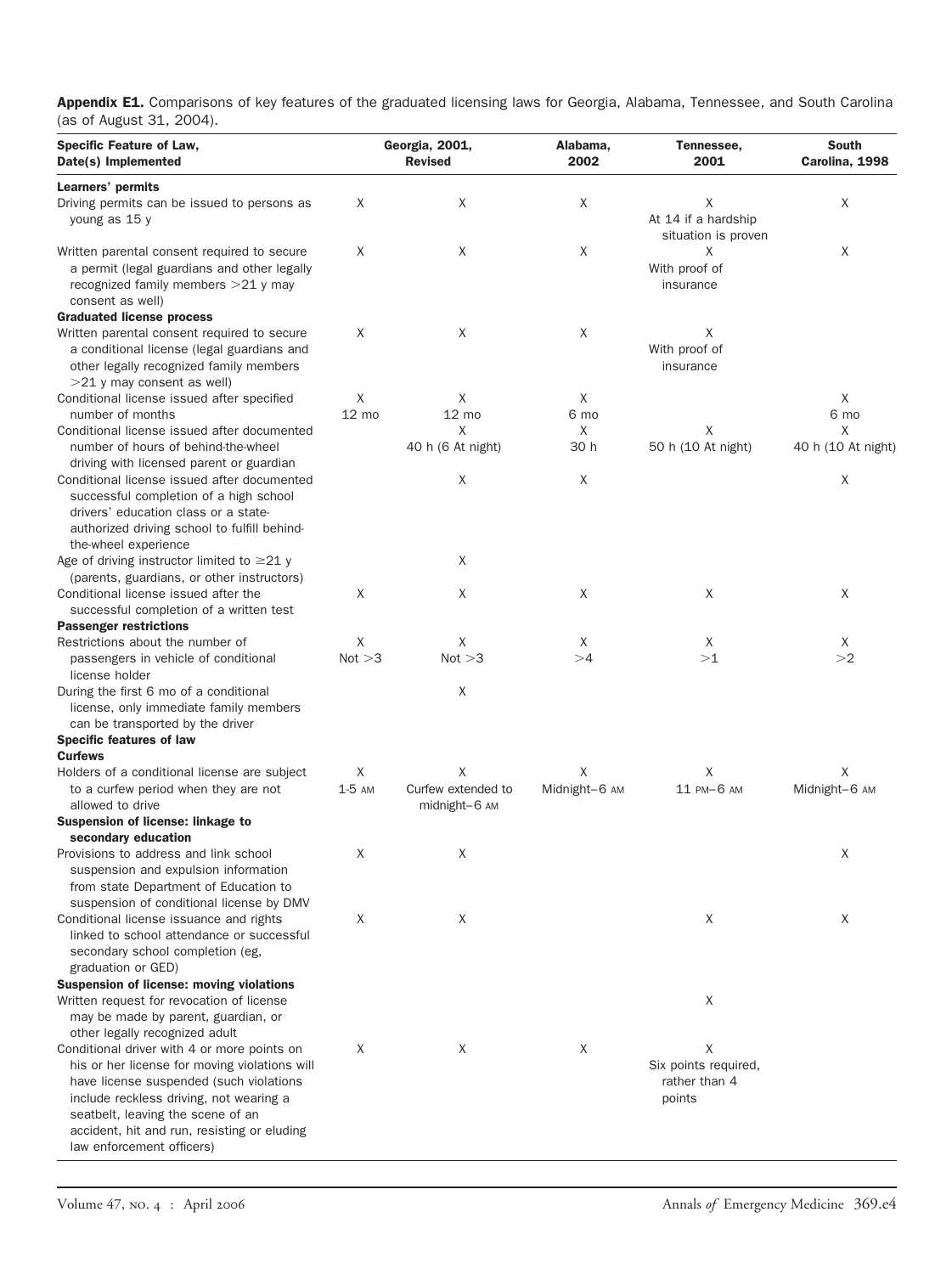**Appendix E1.** Comparisons of key features of the graduated licensing laws for Georgia, Alabama, Tennessee, and South Carolina (as of August 31, 2004).

| Specific Feature of Law, Date(s) Implemented | Georgia, 2001 | Georgia, Revised | Alabama, 2002 | Tennessee, 2001 | South Carolina, 1998 |
|---|---|---|---|---|---|
| **Learners' permits** | | | | | |
| Driving permits can be issued to persons as young as 15 y | X | X | X | X At 14 if a hardship situation is proven | X |
| Written parental consent required to secure a permit (legal guardians and other legally recognized family members >21 y may consent as well) | X | X | X | X With proof of insurance | X |
| **Graduated license process** | | | | | |
| Written parental consent required to secure a conditional license (legal guardians and other legally recognized family members >21 y may consent as well) | X | X | X | X With proof of insurance | |
| Conditional license issued after specified number of months | X 12 mo | X 12 mo | X 6 mo | | X 6 mo |
| Conditional license issued after documented number of hours of behind-the-wheel driving with licensed parent or guardian | | X 40 h (6 At night) | X 30 h | X 50 h (10 At night) | X 40 h (10 At night) |
| Conditional license issued after documented successful completion of a high school drivers' education class or a state-authorized driving school to fulfill behind-the-wheel experience | | X | X | | X |
| Age of driving instructor limited to ≥21 y (parents, guardians, or other instructors) | | X | | | |
| Conditional license issued after the successful completion of a written test | X | X | X | X | X |
| **Passenger restrictions** | | | | | |
| Restrictions about the number of passengers in vehicle of conditional license holder | X Not >3 | X Not >3 | X >4 | X >1 | X >2 |
| During the first 6 mo of a conditional license, only immediate family members can be transported by the driver | | X | | | |
| **Specific features of law** | | | | | |
| **Curfews** | | | | | |
| Holders of a conditional license are subject to a curfew period when they are not allowed to drive | X 1-5 AM | X Curfew extended to midnight–6 AM | X Midnight–6 AM | X 11 PM–6 AM | X Midnight–6 AM |
| **Suspension of license: linkage to secondary education** | | | | | |
| Provisions to address and link school suspension and expulsion information from state Department of Education to suspension of conditional license by DMV | X | X | | | X |
| Conditional license issuance and rights linked to school attendance or successful secondary school completion (eg, graduation or GED) | X | X | | X | X |
| **Suspension of license: moving violations** | | | | | |
| Written request for revocation of license may be made by parent, guardian, or other legally recognized adult | | | | X | |
| Conditional driver with 4 or more points on his or her license for moving violations will have license suspended (such violations include reckless driving, not wearing a seatbelt, leaving the scene of an accident, hit and run, resisting or eluding law enforcement officers) | X | X | X | X Six points required, rather than 4 points | |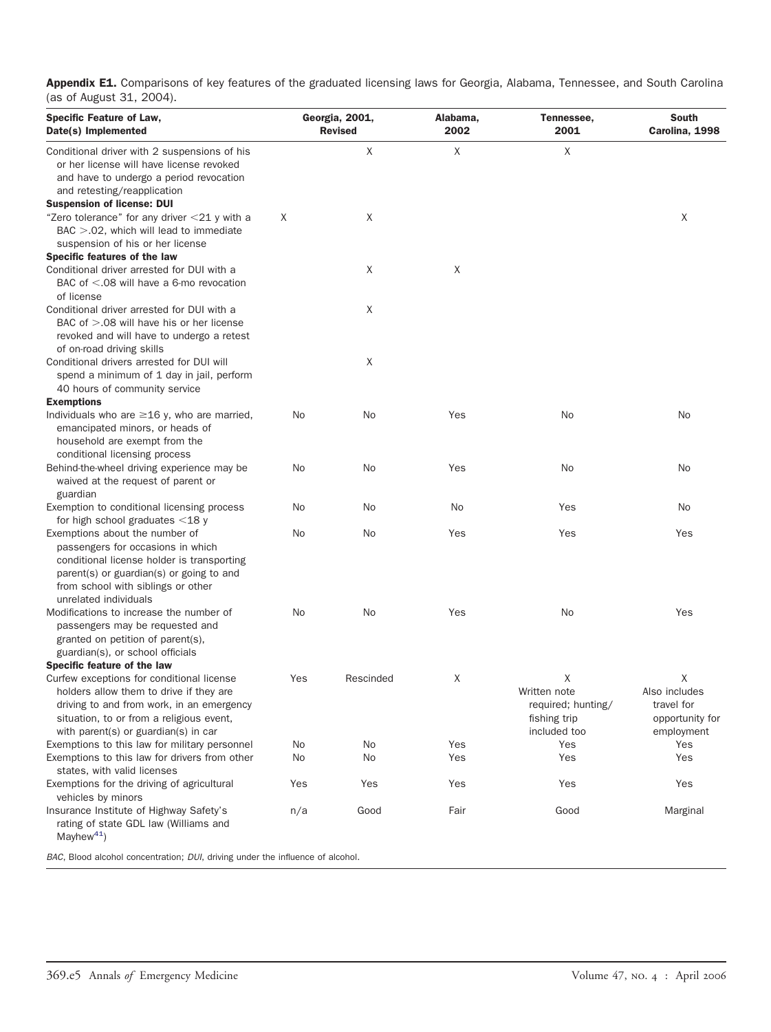**Appendix E1.** Comparisons of key features of the graduated licensing laws for Georgia, Alabama, Tennessee, and South Carolina (as of August 31, 2004).

| Specific Feature of Law, Date(s) Implemented | Georgia, 2001, | Revised | Alabama, 2002 | Tennessee, 2001 | South Carolina, 1998 |
|---|---|---|---|---|---|
| Conditional driver with 2 suspensions of his or her license will have license revoked and have to undergo a period revocation and retesting/reapplication | | X | X | X | |
| **Suspension of license: DUI** | | | | | |
| "Zero tolerance" for any driver <21 y with a BAC >.02, which will lead to immediate suspension of his or her license | X | X | | | X |
| **Specific features of the law** | | | | | |
| Conditional driver arrested for DUI with a BAC of <.08 will have a 6-mo revocation of license | | X | X | | |
| Conditional driver arrested for DUI with a BAC of >.08 will have his or her license revoked and will have to undergo a retest of on-road driving skills | | X | | | |
| Conditional drivers arrested for DUI will spend a minimum of 1 day in jail, perform 40 hours of community service | | X | | | |
| **Exemptions** | | | | | |
| Individuals who are ≥16 y, who are married, emancipated minors, or heads of household are exempt from the conditional licensing process | No | No | Yes | No | No |
| Behind-the-wheel driving experience may be waived at the request of parent or guardian | No | No | Yes | No | No |
| Exemption to conditional licensing process for high school graduates <18 y | No | No | No | Yes | No |
| Exemptions about the number of passengers for occasions in which conditional license holder is transporting parent(s) or guardian(s) or going to and from school with siblings or other unrelated individuals | No | No | Yes | Yes | Yes |
| Modifications to increase the number of passengers may be requested and granted on petition of parent(s), guardian(s), or school officials | No | No | Yes | No | Yes |
| **Specific feature of the law** | | | | | |
| Curfew exceptions for conditional license holders allow them to drive if they are driving to and from work, in an emergency situation, to or from a religious event, with parent(s) or guardian(s) in car | Yes | Rescinded | X | X Written note required; hunting/fishing trip included too | X Also includes travel for opportunity for employment |
| Exemptions to this law for military personnel | No | No | Yes | Yes | Yes |
| Exemptions to this law for drivers from other states, with valid licenses | No | No | Yes | Yes | Yes |
| Exemptions for the driving of agricultural vehicles by minors | Yes | Yes | Yes | Yes | Yes |
| Insurance Institute of Highway Safety's rating of state GDL law (Williams and Mayhew[41]) | n/a | Good | Fair | Good | Marginal |

*BAC*, Blood alcohol concentration; *DUI*, driving under the influence of alcohol.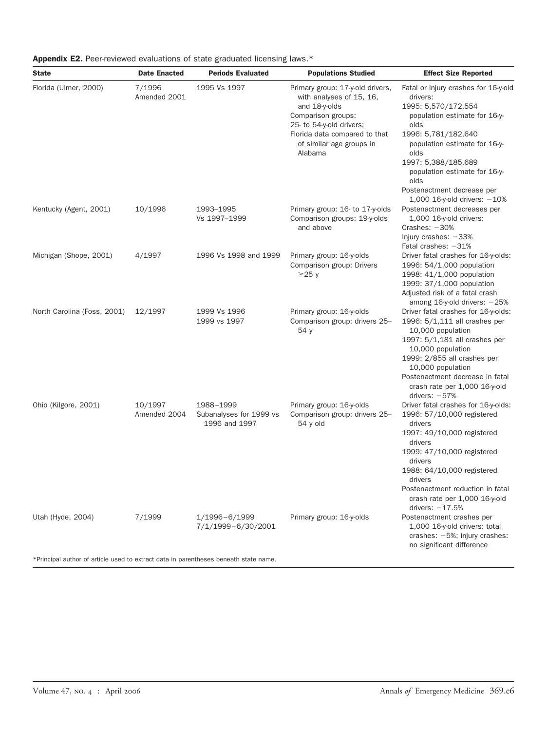**Appendix E2.** Peer-reviewed evaluations of state graduated licensing laws.*

| State | Date Enacted | Periods Evaluated | Populations Studied | Effect Size Reported |
|---|---|---|---|---|
| Florida (Ulmer, 2000) | 7/1996<br>Amended 2001 | 1995 Vs 1997 | Primary group: 17-y-old drivers, with analyses of 15, 16, and 18-y-olds<br>Comparison groups:<br>25- to 54-y-old drivers;<br>Florida data compared to that of similar age groups in Alabama | Fatal or injury crashes for 16-y-old drivers:<br>1995: 5,570/172,554 population estimate for 16-y-olds<br>1996: 5,781/182,640 population estimate for 16-y-olds<br>1997: 5,388/185,689 population estimate for 16-y-olds<br>Postenactment decrease per 1,000 16-y-old drivers: −10% |
| Kentucky (Agent, 2001) | 10/1996 | 1993–1995<br>Vs 1997–1999 | Primary group: 16- to 17-y-olds<br>Comparison groups: 19-y-olds and above | Postenactment decreases per 1,000 16-y-old drivers:<br>Crashes: −30%<br>Injury crashes: −33%<br>Fatal crashes: −31% |
| Michigan (Shope, 2001) | 4/1997 | 1996 Vs 1998 and 1999 | Primary group: 16-y-olds<br>Comparison group: Drivers ≥25 y | Driver fatal crashes for 16-y-olds:<br>1996: 54/1,000 population<br>1998: 41/1,000 population<br>1999: 37/1,000 population<br>Adjusted risk of a fatal crash among 16-y-old drivers: −25% |
| North Carolina (Foss, 2001) | 12/1997 | 1999 Vs 1996<br>1999 vs 1997 | Primary group: 16-y-olds<br>Comparison group: drivers 25–54 y | Driver fatal crashes for 16-y-olds:<br>1996: 5/1,111 all crashes per 10,000 population<br>1997: 5/1,181 all crashes per 10,000 population<br>1999: 2/855 all crashes per 10,000 population<br>Postenactment decrease in fatal crash rate per 1,000 16-y-old drivers: −57% |
| Ohio (Kilgore, 2001) | 10/1997<br>Amended 2004 | 1988–1999<br>Subanalyses for 1999 vs 1996 and 1997 | Primary group: 16-y-olds<br>Comparison group: drivers 25–54 y old | Driver fatal crashes for 16-y-olds:<br>1996: 57/10,000 registered drivers<br>1997: 49/10,000 registered drivers<br>1999: 47/10,000 registered drivers<br>1988: 64/10,000 registered drivers<br>Postenactment reduction in fatal crash rate per 1,000 16-y-old drivers: −17.5% |
| Utah (Hyde, 2004) | 7/1999 | 1/1996–6/1999<br>7/1/1999–6/30/2001 | Primary group: 16-y-olds | Postenactment crashes per 1,000 16-y-old drivers: total crashes: −5%; injury crashes: no significant difference |

*Principal author of article used to extract data in parentheses beneath state name.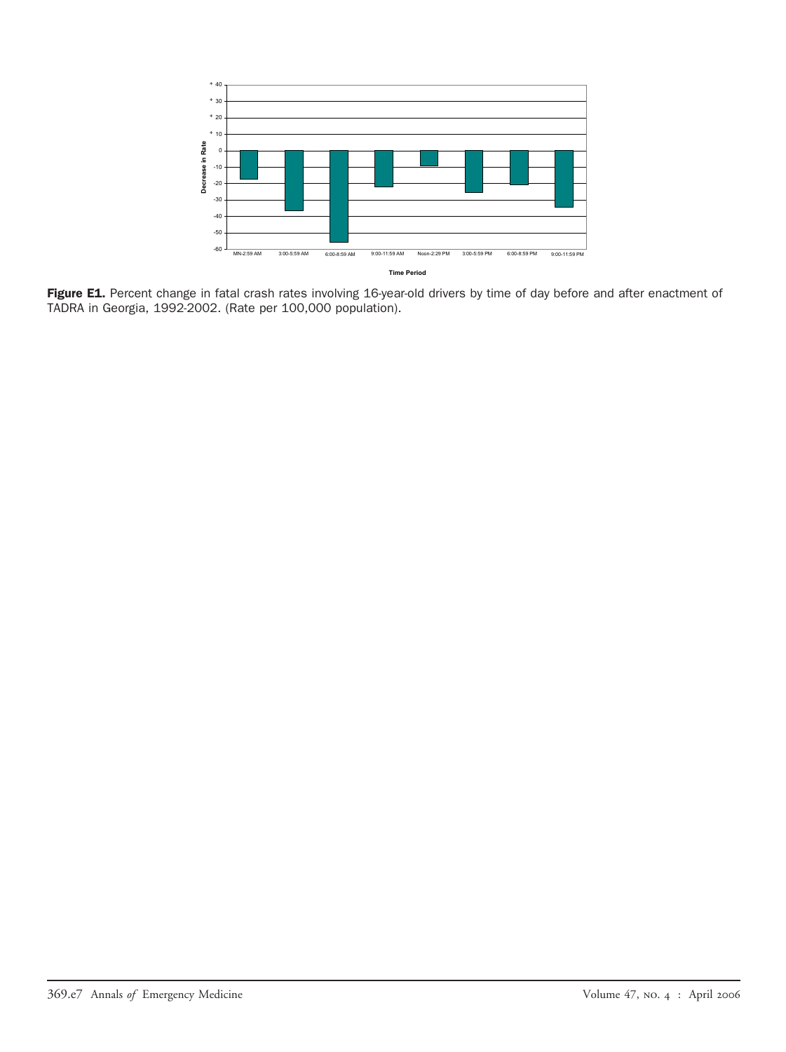+ 40
+ 30
+ 20
+ 10
0
-10
-20
-30
-40
-50
-60

Decrease in Rate

MN-2:59 AM
3:00-5:59 AM
6:00-8:59 AM
9:00-11:59 AM
Noon-2:29 PM
3:00-5:59 PM
6:00-8:59 PM
9:00-11:59 PM

Time Period

**Figure E1.** Percent change in fatal crash rates involving 16-year-old drivers by time of day before and after enactment of TADRA in Georgia, 1992-2002. (Rate per 100,000 population).